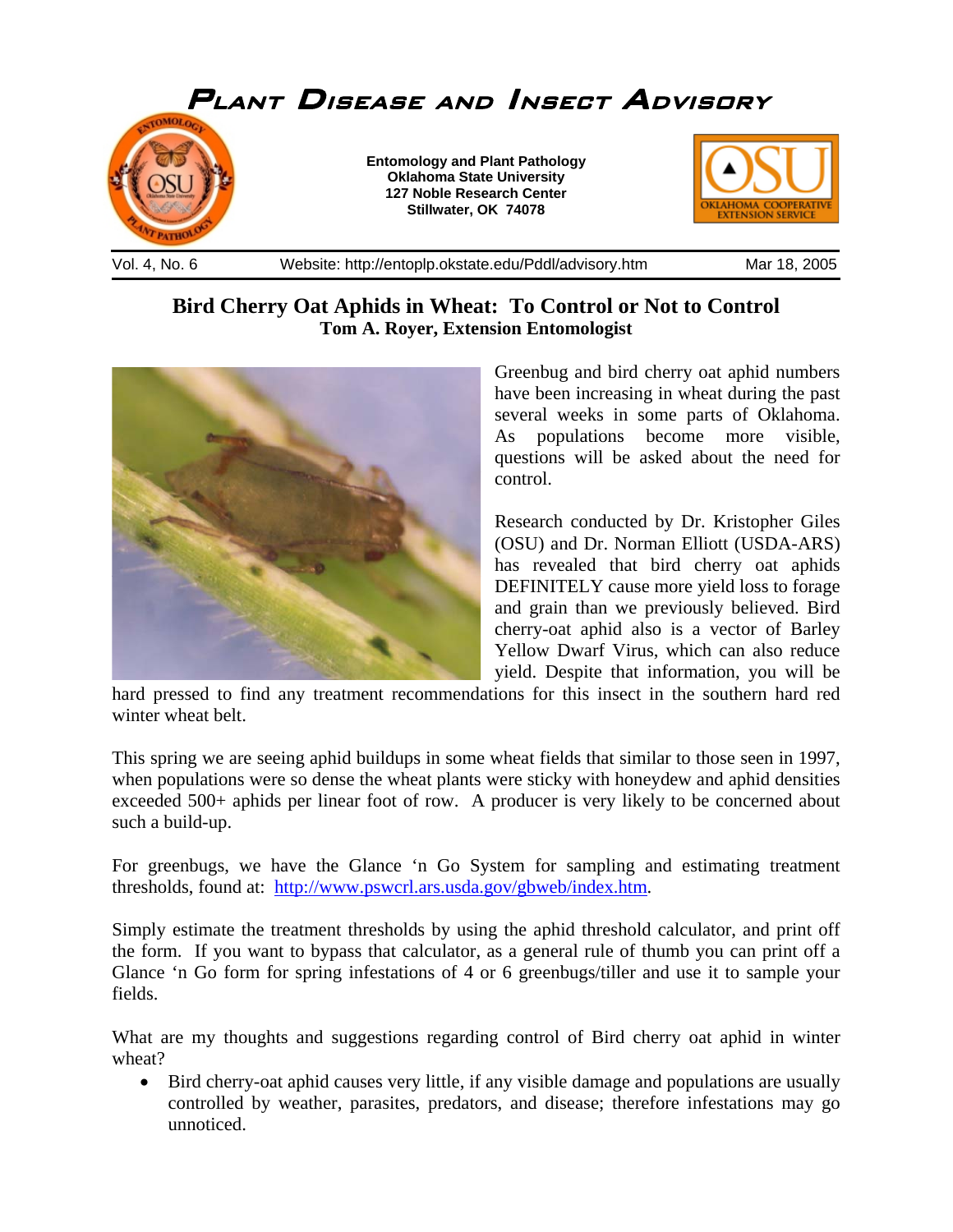# Plant Disease and Insect Advisory

**Entomology and Plant Pathology**
**Oklahoma State University**
**127 Noble Research Center**
**Stillwater, OK 74078**

Vol. 4, No. 6 | Website: http://entoplp.okstate.edu/Pddl/advisory.htm | Mar 18, 2005

## Bird Cherry Oat Aphids in Wheat: To Control or Not to Control

**Tom A. Royer, Extension Entomologist**

Greenbug and bird cherry oat aphid numbers have been increasing in wheat during the past several weeks in some parts of Oklahoma. As populations become more visible, questions will be asked about the need for control.

Research conducted by Dr. Kristopher Giles (OSU) and Dr. Norman Elliott (USDA-ARS) has revealed that bird cherry oat aphids DEFINITELY cause more yield loss to forage and grain than we previously believed. Bird cherry-oat aphid also is a vector of Barley Yellow Dwarf Virus, which can also reduce yield. Despite that information, you will be hard pressed to find any treatment recommendations for this insect in the southern hard red winter wheat belt.

This spring we are seeing aphid buildups in some wheat fields that similar to those seen in 1997, when populations were so dense the wheat plants were sticky with honeydew and aphid densities exceeded 500+ aphids per linear foot of row. A producer is very likely to be concerned about such a build-up.

For greenbugs, we have the Glance 'n Go System for sampling and estimating treatment thresholds, found at: http://www.pswcrl.ars.usda.gov/gbweb/index.htm.

Simply estimate the treatment thresholds by using the aphid threshold calculator, and print off the form. If you want to bypass that calculator, as a general rule of thumb you can print off a Glance 'n Go form for spring infestations of 4 or 6 greenbugs/tiller and use it to sample your fields.

What are my thoughts and suggestions regarding control of Bird cherry oat aphid in winter wheat?

- Bird cherry-oat aphid causes very little, if any visible damage and populations are usually controlled by weather, parasites, predators, and disease; therefore infestations may go unnoticed.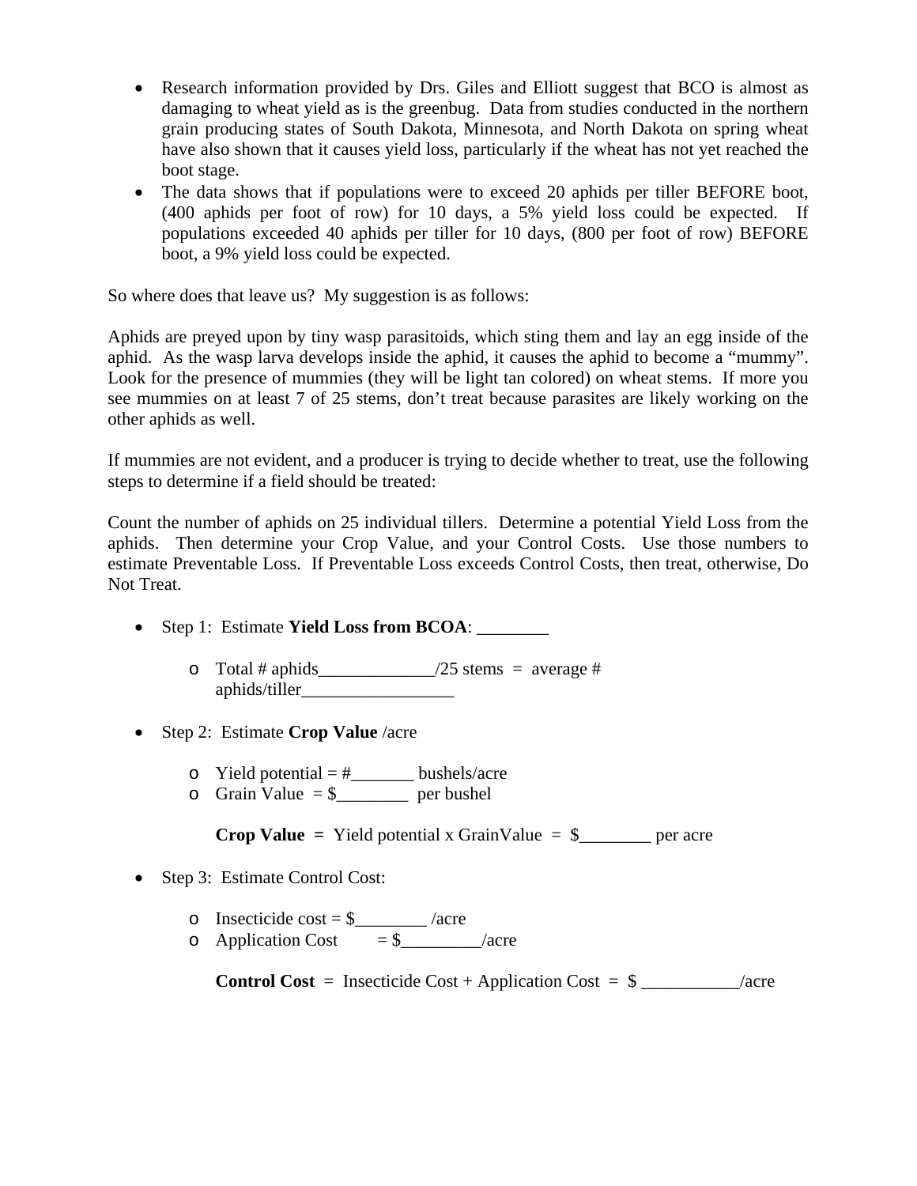- Research information provided by Drs. Giles and Elliott suggest that BCO is almost as damaging to wheat yield as is the greenbug. Data from studies conducted in the northern grain producing states of South Dakota, Minnesota, and North Dakota on spring wheat have also shown that it causes yield loss, particularly if the wheat has not yet reached the boot stage.
- The data shows that if populations were to exceed 20 aphids per tiller BEFORE boot, (400 aphids per foot of row) for 10 days, a 5% yield loss could be expected. If populations exceeded 40 aphids per tiller for 10 days, (800 per foot of row) BEFORE boot, a 9% yield loss could be expected.

So where does that leave us? My suggestion is as follows:

Aphids are preyed upon by tiny wasp parasitoids, which sting them and lay an egg inside of the aphid. As the wasp larva develops inside the aphid, it causes the aphid to become a "mummy". Look for the presence of mummies (they will be light tan colored) on wheat stems. If more you see mummies on at least 7 of 25 stems, don't treat because parasites are likely working on the other aphids as well.

If mummies are not evident, and a producer is trying to decide whether to treat, use the following steps to determine if a field should be treated:

Count the number of aphids on 25 individual tillers. Determine a potential Yield Loss from the aphids. Then determine your Crop Value, and your Control Costs. Use those numbers to estimate Preventable Loss. If Preventable Loss exceeds Control Costs, then treat, otherwise, Do Not Treat.

- Step 1: Estimate **Yield Loss from BCOA**: ________
    - Total # aphids_____________/25 stems = average # aphids/tiller_________________
- Step 2: Estimate **Crop Value** /acre
    - Yield potential = #_______ bushels/acre
    - Grain Value = $________ per bushel

      **Crop Value =** Yield potential x GrainValue = $________ per acre
- Step 3: Estimate Control Cost:
    - Insecticide cost = $________ /acre
    - Application Cost = $_________/acre

      **Control Cost** = Insecticide Cost + Application Cost = $ ___________/acre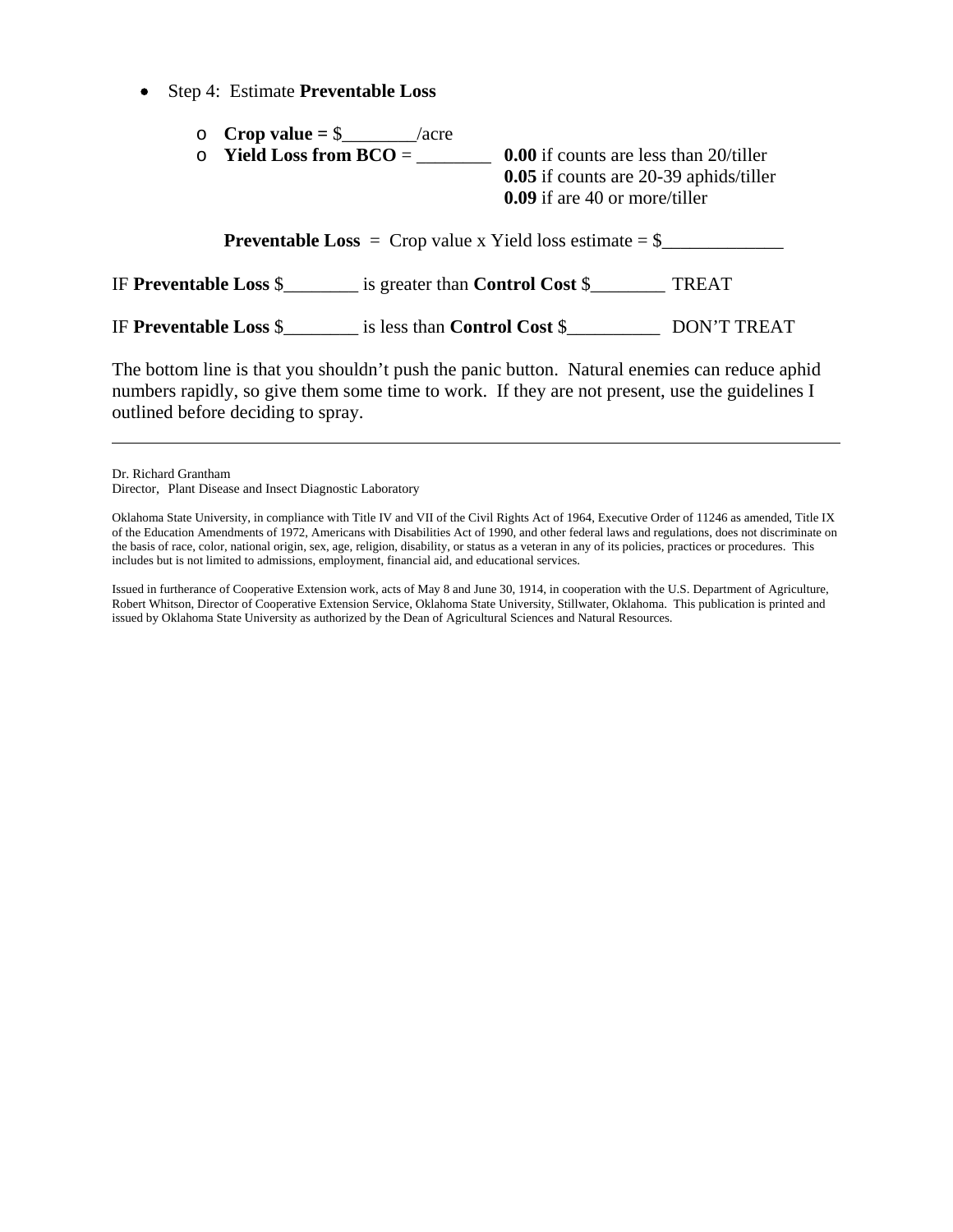- Step 4: Estimate **Preventable Loss**

  - **Crop value =** $________/acre
  - **Yield Loss from BCO** = ________ **0.00** if counts are less than 20/tiller
    **0.05** if counts are 20-39 aphids/tiller
    **0.09** if are 40 or more/tiller

  **Preventable Loss** = Crop value x Yield loss estimate = $_____________

IF **Preventable Loss** $________ is greater than **Control Cost** $________ TREAT

IF **Preventable Loss** $________ is less than **Control Cost** $__________ DON'T TREAT

The bottom line is that you shouldn't push the panic button. Natural enemies can reduce aphid numbers rapidly, so give them some time to work. If they are not present, use the guidelines I outlined before deciding to spray.

---

Dr. Richard Grantham
Director, Plant Disease and Insect Diagnostic Laboratory

Oklahoma State University, in compliance with Title IV and VII of the Civil Rights Act of 1964, Executive Order of 11246 as amended, Title IX of the Education Amendments of 1972, Americans with Disabilities Act of 1990, and other federal laws and regulations, does not discriminate on the basis of race, color, national origin, sex, age, religion, disability, or status as a veteran in any of its policies, practices or procedures. This includes but is not limited to admissions, employment, financial aid, and educational services.

Issued in furtherance of Cooperative Extension work, acts of May 8 and June 30, 1914, in cooperation with the U.S. Department of Agriculture, Robert Whitson, Director of Cooperative Extension Service, Oklahoma State University, Stillwater, Oklahoma. This publication is printed and issued by Oklahoma State University as authorized by the Dean of Agricultural Sciences and Natural Resources.